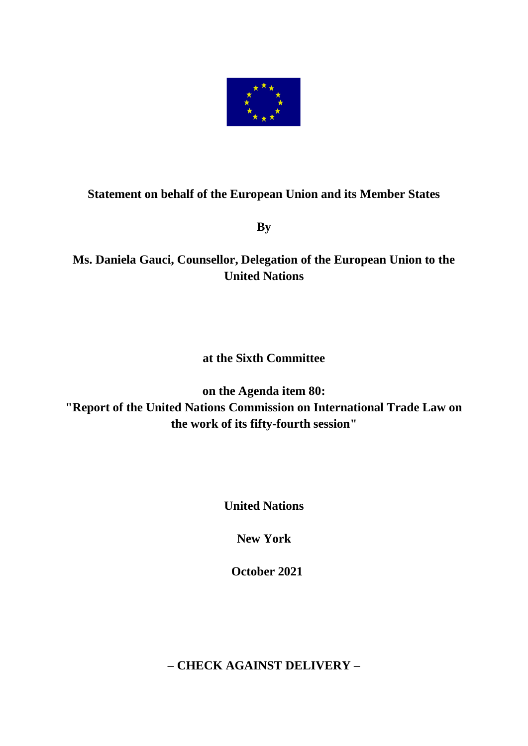**Statement on behalf of the European Union and its Member States**

**By**

**Ms. Daniela Gauci, Counsellor, Delegation of the European Union to the United Nations**

**at the Sixth Committee**

**on the Agenda item 80:**
**"Report of the United Nations Commission on International Trade Law on the work of its fifty-fourth session"**

**United Nations**

**New York**

**October 2021**

**– CHECK AGAINST DELIVERY –**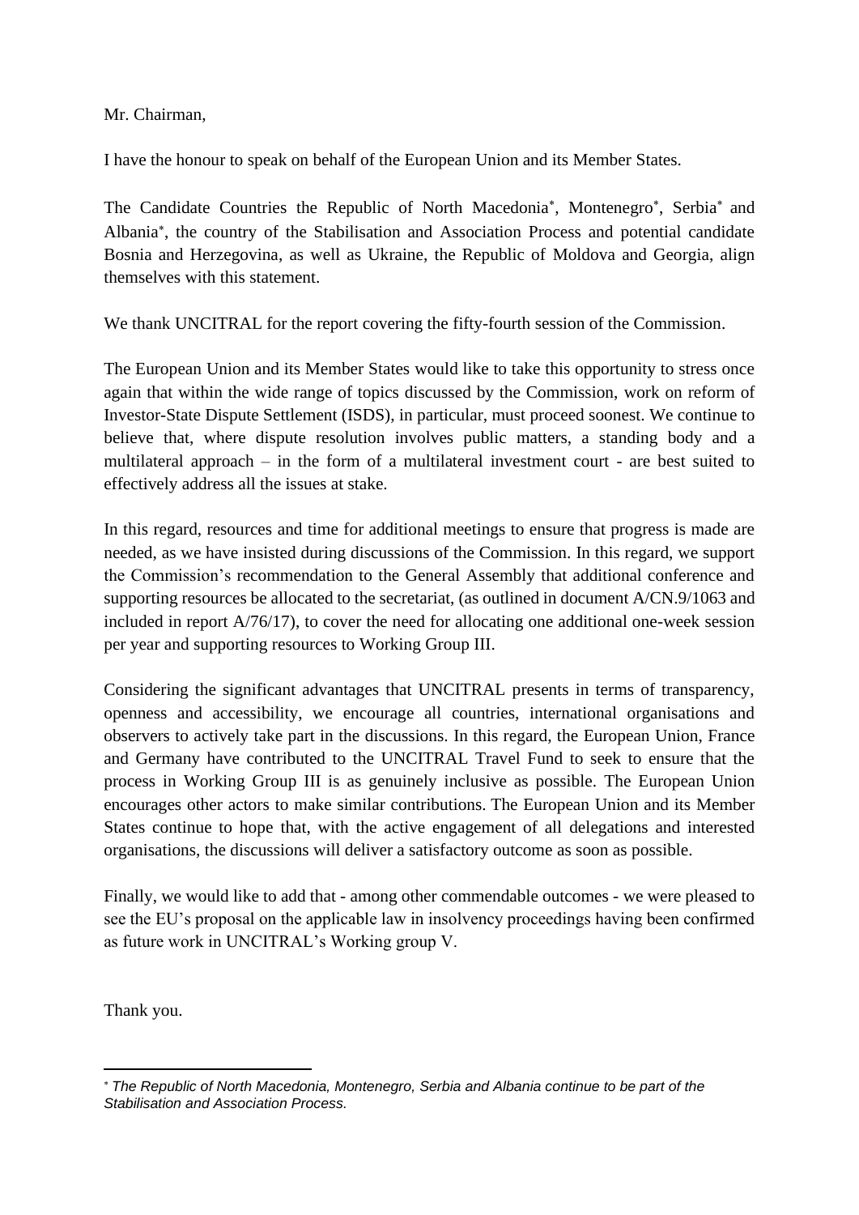Mr. Chairman,

I have the honour to speak on behalf of the European Union and its Member States.

The Candidate Countries the Republic of North Macedonia*, Montenegro*, Serbia* and Albania*, the country of the Stabilisation and Association Process and potential candidate Bosnia and Herzegovina, as well as Ukraine, the Republic of Moldova and Georgia, align themselves with this statement.

We thank UNCITRAL for the report covering the fifty-fourth session of the Commission.

The European Union and its Member States would like to take this opportunity to stress once again that within the wide range of topics discussed by the Commission, work on reform of Investor-State Dispute Settlement (ISDS), in particular, must proceed soonest. We continue to believe that, where dispute resolution involves public matters, a standing body and a multilateral approach – in the form of a multilateral investment court - are best suited to effectively address all the issues at stake.

In this regard, resources and time for additional meetings to ensure that progress is made are needed, as we have insisted during discussions of the Commission. In this regard, we support the Commission's recommendation to the General Assembly that additional conference and supporting resources be allocated to the secretariat, (as outlined in document A/CN.9/1063 and included in report A/76/17), to cover the need for allocating one additional one-week session per year and supporting resources to Working Group III.

Considering the significant advantages that UNCITRAL presents in terms of transparency, openness and accessibility, we encourage all countries, international organisations and observers to actively take part in the discussions. In this regard, the European Union, France and Germany have contributed to the UNCITRAL Travel Fund to seek to ensure that the process in Working Group III is as genuinely inclusive as possible. The European Union encourages other actors to make similar contributions. The European Union and its Member States continue to hope that, with the active engagement of all delegations and interested organisations, the discussions will deliver a satisfactory outcome as soon as possible.

Finally, we would like to add that - among other commendable outcomes - we were pleased to see the EU's proposal on the applicable law in insolvency proceedings having been confirmed as future work in UNCITRAL's Working group V.

Thank you.

---

* *The Republic of North Macedonia, Montenegro, Serbia and Albania continue to be part of the Stabilisation and Association Process.*